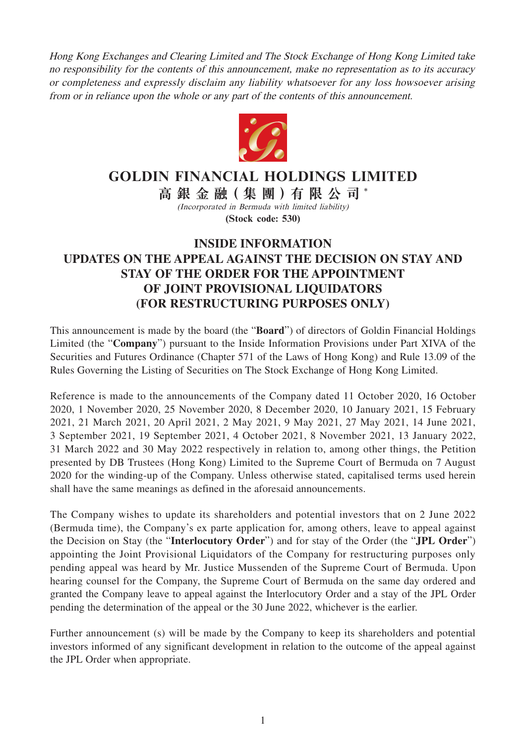*Hong Kong Exchanges and Clearing Limited and The Stock Exchange of Hong Kong Limited take no responsibility for the contents of this announcement, make no representation as to its accuracy or completeness and expressly disclaim any liability whatsoever for any loss howsoever arising from or in reliance upon the whole or any part of the contents of this announcement.*

# GOLDIN FINANCIAL HOLDINGS LIMITED

**高銀金融(集團)有限公司** *

*(Incorporated in Bermuda with limited liability)*

**(Stock code: 530)**

## INSIDE INFORMATION
## UPDATES ON THE APPEAL AGAINST THE DECISION ON STAY AND STAY OF THE ORDER FOR THE APPOINTMENT OF JOINT PROVISIONAL LIQUIDATORS (FOR RESTRUCTURING PURPOSES ONLY)

This announcement is made by the board (the "**Board**") of directors of Goldin Financial Holdings Limited (the "**Company**") pursuant to the Inside Information Provisions under Part XIVA of the Securities and Futures Ordinance (Chapter 571 of the Laws of Hong Kong) and Rule 13.09 of the Rules Governing the Listing of Securities on The Stock Exchange of Hong Kong Limited.

Reference is made to the announcements of the Company dated 11 October 2020, 16 October 2020, 1 November 2020, 25 November 2020, 8 December 2020, 10 January 2021, 15 February 2021, 21 March 2021, 20 April 2021, 2 May 2021, 9 May 2021, 27 May 2021, 14 June 2021, 3 September 2021, 19 September 2021, 4 October 2021, 8 November 2021, 13 January 2022, 31 March 2022 and 30 May 2022 respectively in relation to, among other things, the Petition presented by DB Trustees (Hong Kong) Limited to the Supreme Court of Bermuda on 7 August 2020 for the winding-up of the Company. Unless otherwise stated, capitalised terms used herein shall have the same meanings as defined in the aforesaid announcements.

The Company wishes to update its shareholders and potential investors that on 2 June 2022 (Bermuda time), the Company's ex parte application for, among others, leave to appeal against the Decision on Stay (the "**Interlocutory Order**") and for stay of the Order (the "**JPL Order**") appointing the Joint Provisional Liquidators of the Company for restructuring purposes only pending appeal was heard by Mr. Justice Mussenden of the Supreme Court of Bermuda. Upon hearing counsel for the Company, the Supreme Court of Bermuda on the same day ordered and granted the Company leave to appeal against the Interlocutory Order and a stay of the JPL Order pending the determination of the appeal or the 30 June 2022, whichever is the earlier.

Further announcement (s) will be made by the Company to keep its shareholders and potential investors informed of any significant development in relation to the outcome of the appeal against the JPL Order when appropriate.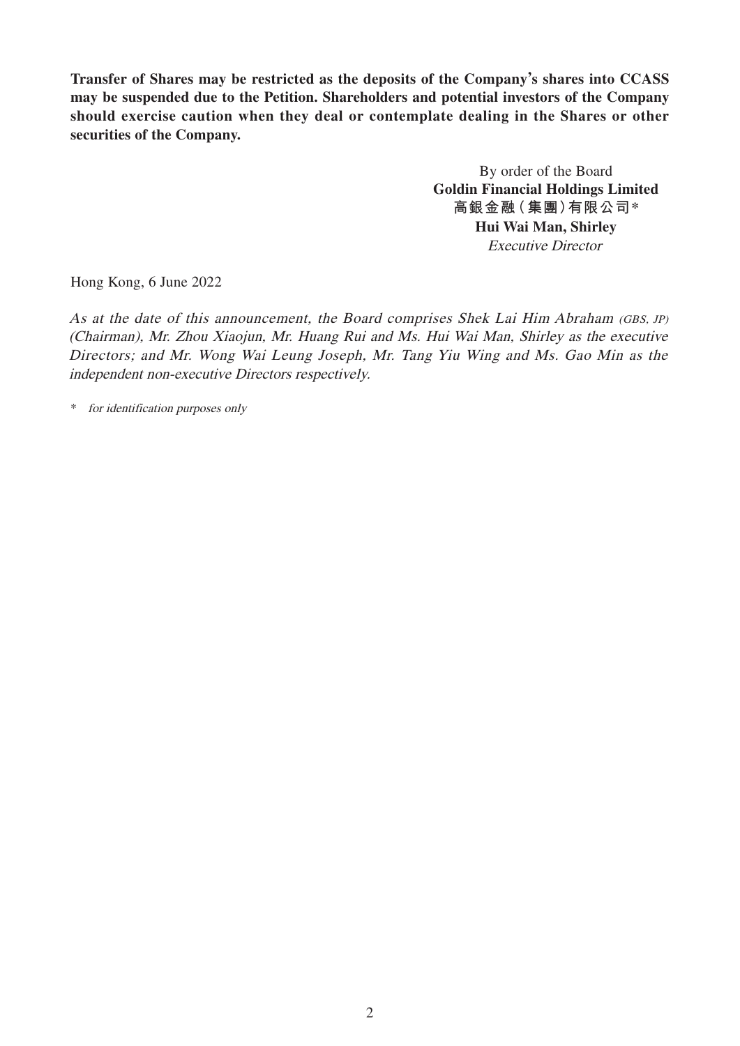**Transfer of Shares may be restricted as the deposits of the Company's shares into CCASS may be suspended due to the Petition. Shareholders and potential investors of the Company should exercise caution when they deal or contemplate dealing in the Shares or other securities of the Company.**

By order of the Board
**Goldin Financial Holdings Limited**
**高銀金融(集團)有限公司***
**Hui Wai Man, Shirley**
*Executive Director*

Hong Kong, 6 June 2022

*As at the date of this announcement, the Board comprises Shek Lai Him Abraham (GBS, JP) (Chairman), Mr. Zhou Xiaojun, Mr. Huang Rui and Ms. Hui Wai Man, Shirley as the executive Directors; and Mr. Wong Wai Leung Joseph, Mr. Tang Yiu Wing and Ms. Gao Min as the independent non-executive Directors respectively.*

\* *for identification purposes only*